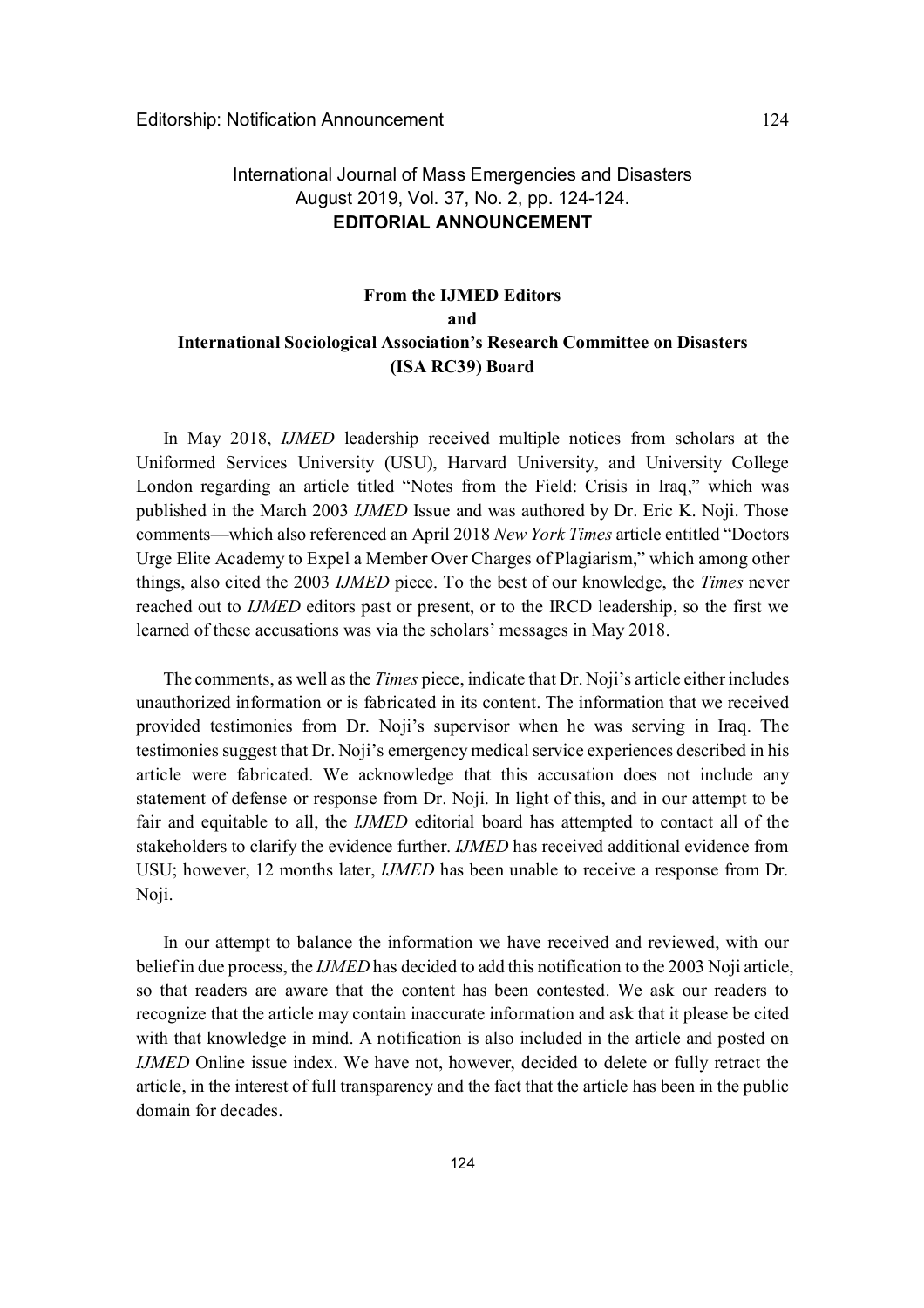International Journal of Mass Emergencies and Disasters
August 2019, Vol. 37, No. 2, pp. 124-124.

**EDITORIAL ANNOUNCEMENT**

# From the IJMED Editors and International Sociological Association's Research Committee on Disasters (ISA RC39) Board

In May 2018, *IJMED* leadership received multiple notices from scholars at the Uniformed Services University (USU), Harvard University, and University College London regarding an article titled "Notes from the Field: Crisis in Iraq," which was published in the March 2003 *IJMED* Issue and was authored by Dr. Eric K. Noji. Those comments—which also referenced an April 2018 *New York Times* article entitled "Doctors Urge Elite Academy to Expel a Member Over Charges of Plagiarism," which among other things, also cited the 2003 *IJMED* piece. To the best of our knowledge, the *Times* never reached out to *IJMED* editors past or present, or to the IRCD leadership, so the first we learned of these accusations was via the scholars' messages in May 2018.

The comments, as well as the *Times* piece, indicate that Dr. Noji's article either includes unauthorized information or is fabricated in its content. The information that we received provided testimonies from Dr. Noji's supervisor when he was serving in Iraq. The testimonies suggest that Dr. Noji's emergency medical service experiences described in his article were fabricated. We acknowledge that this accusation does not include any statement of defense or response from Dr. Noji. In light of this, and in our attempt to be fair and equitable to all, the *IJMED* editorial board has attempted to contact all of the stakeholders to clarify the evidence further. *IJMED* has received additional evidence from USU; however, 12 months later, *IJMED* has been unable to receive a response from Dr. Noji.

In our attempt to balance the information we have received and reviewed, with our belief in due process, the *IJMED* has decided to add this notification to the 2003 Noji article, so that readers are aware that the content has been contested. We ask our readers to recognize that the article may contain inaccurate information and ask that it please be cited with that knowledge in mind. A notification is also included in the article and posted on *IJMED* Online issue index. We have not, however, decided to delete or fully retract the article, in the interest of full transparency and the fact that the article has been in the public domain for decades.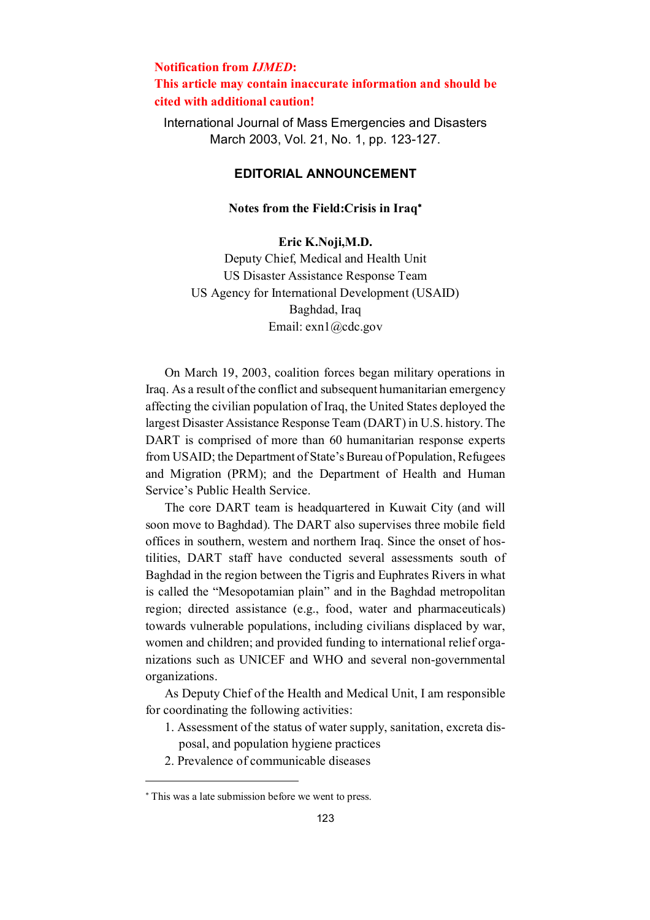**Notification from *IJMED*:**
**This article may contain inaccurate information and should be cited with additional caution!**

International Journal of Mass Emergencies and Disasters
March 2003, Vol. 21, No. 1, pp. 123-127.

# EDITORIAL ANNOUNCEMENT

## Notes from the Field:Crisis in Iraq*

**Eric K.Noji,M.D.**
Deputy Chief, Medical and Health Unit
US Disaster Assistance Response Team
US Agency for International Development (USAID)
Baghdad, Iraq
Email: exn1@cdc.gov

On March 19, 2003, coalition forces began military operations in Iraq. As a result of the conflict and subsequent humanitarian emergency affecting the civilian population of Iraq, the United States deployed the largest Disaster Assistance Response Team (DART) in U.S. history. The DART is comprised of more than 60 humanitarian response experts from USAID; the Department of State's Bureau of Population, Refugees and Migration (PRM); and the Department of Health and Human Service's Public Health Service.

The core DART team is headquartered in Kuwait City (and will soon move to Baghdad). The DART also supervises three mobile field offices in southern, western and northern Iraq. Since the onset of hostilities, DART staff have conducted several assessments south of Baghdad in the region between the Tigris and Euphrates Rivers in what is called the "Mesopotamian plain" and in the Baghdad metropolitan region; directed assistance (e.g., food, water and pharmaceuticals) towards vulnerable populations, including civilians displaced by war, women and children; and provided funding to international relief organizations such as UNICEF and WHO and several non-governmental organizations.

As Deputy Chief of the Health and Medical Unit, I am responsible for coordinating the following activities:

1. Assessment of the status of water supply, sanitation, excreta disposal, and population hygiene practices
2. Prevalence of communicable diseases

* This was a late submission before we went to press.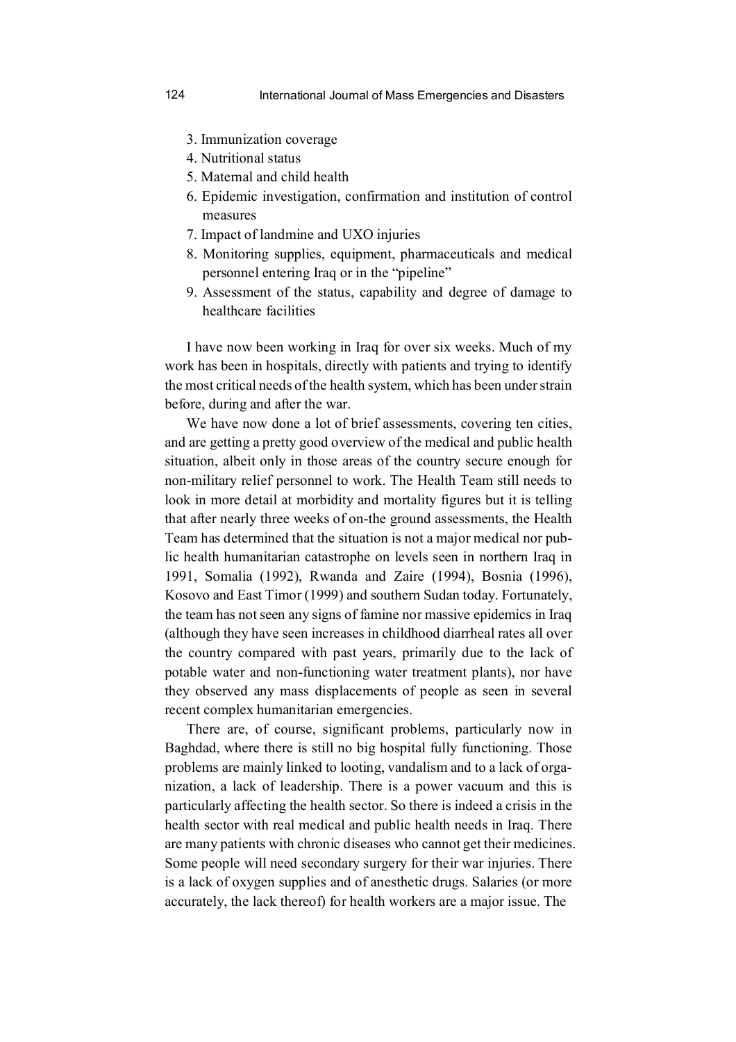3. Immunization coverage
4. Nutritional status
5. Maternal and child health
6. Epidemic investigation, confirmation and institution of control measures
7. Impact of landmine and UXO injuries
8. Monitoring supplies, equipment, pharmaceuticals and medical personnel entering Iraq or in the "pipeline"
9. Assessment of the status, capability and degree of damage to healthcare facilities

I have now been working in Iraq for over six weeks. Much of my work has been in hospitals, directly with patients and trying to identify the most critical needs of the health system, which has been under strain before, during and after the war.

We have now done a lot of brief assessments, covering ten cities, and are getting a pretty good overview of the medical and public health situation, albeit only in those areas of the country secure enough for non-military relief personnel to work. The Health Team still needs to look in more detail at morbidity and mortality figures but it is telling that after nearly three weeks of on-the ground assessments, the Health Team has determined that the situation is not a major medical nor public health humanitarian catastrophe on levels seen in northern Iraq in 1991, Somalia (1992), Rwanda and Zaire (1994), Bosnia (1996), Kosovo and East Timor (1999) and southern Sudan today. Fortunately, the team has not seen any signs of famine nor massive epidemics in Iraq (although they have seen increases in childhood diarrheal rates all over the country compared with past years, primarily due to the lack of potable water and non-functioning water treatment plants), nor have they observed any mass displacements of people as seen in several recent complex humanitarian emergencies.

There are, of course, significant problems, particularly now in Baghdad, where there is still no big hospital fully functioning. Those problems are mainly linked to looting, vandalism and to a lack of organization, a lack of leadership. There is a power vacuum and this is particularly affecting the health sector. So there is indeed a crisis in the health sector with real medical and public health needs in Iraq. There are many patients with chronic diseases who cannot get their medicines. Some people will need secondary surgery for their war injuries. There is a lack of oxygen supplies and of anesthetic drugs. Salaries (or more accurately, the lack thereof) for health workers are a major issue. The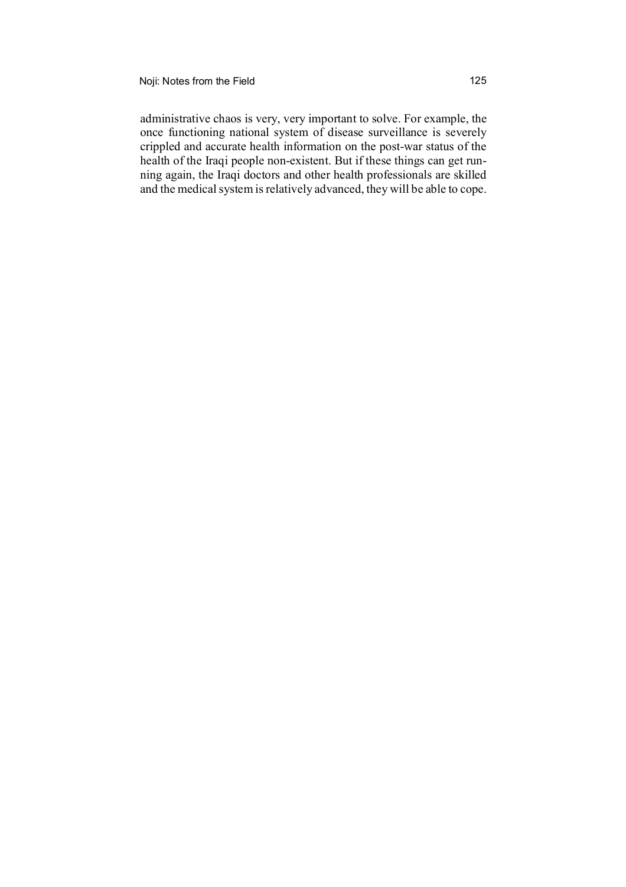administrative chaos is very, very important to solve. For example, the once functioning national system of disease surveillance is severely crippled and accurate health information on the post-war status of the health of the Iraqi people non-existent. But if these things can get running again, the Iraqi doctors and other health professionals are skilled and the medical system is relatively advanced, they will be able to cope.